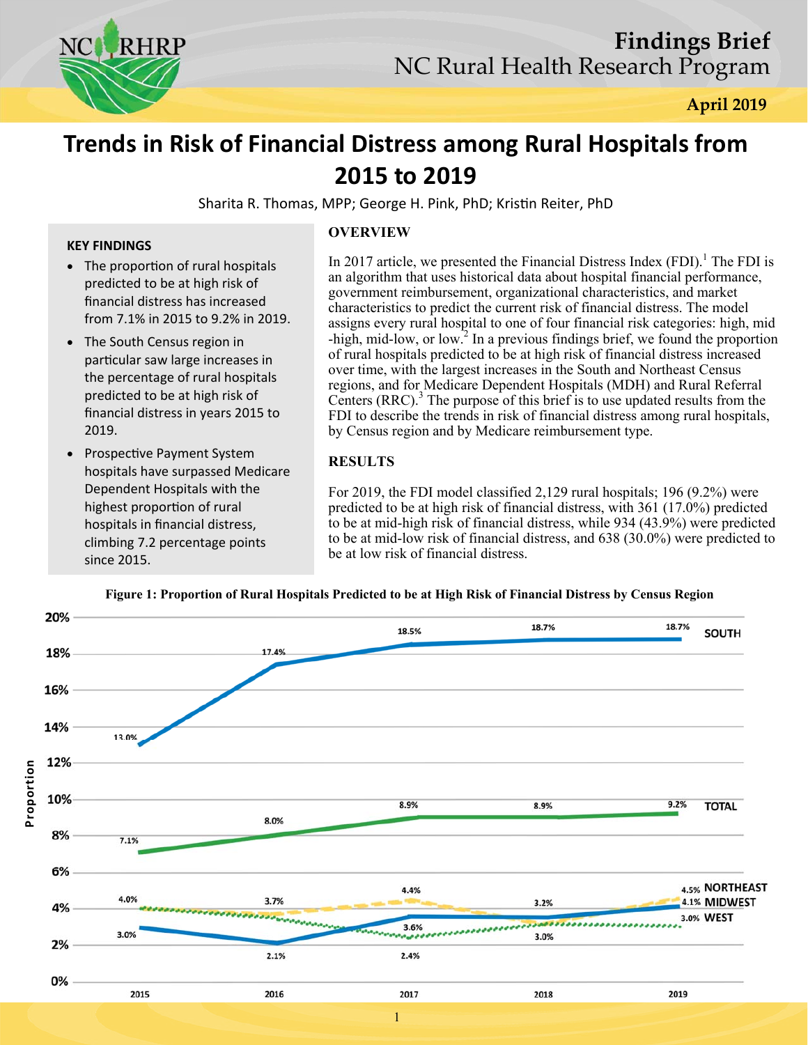# Trends in Risk of Financial Distress among Rural Hospitals from 2015 to 2019

Sharita R. Thomas, MPP; George H. Pink, PhD; Kristin Reiter, PhD

### KEY FINDINGS

- The proportion of rural hospitals predicted to be at high risk of financial distress has increased from 7.1% in 2015 to 9.2% in 2019.
- The South Census region in particular saw large increases in the percentage of rural hospitals predicted to be at high risk of financial distress in years 2015 to 2019.
- Prospective Payment System hospitals have surpassed Medicare Dependent Hospitals with the highest proportion of rural hospitals in financial distress, climbing 7.2 percentage points since 2015.

## OVERVIEW

In 2017 article, we presented the Financial Distress Index (FDI).[1] The FDI is an algorithm that uses historical data about hospital financial performance, government reimbursement, organizational characteristics, and market characteristics to predict the current risk of financial distress. The model assigns every rural hospital to one of four financial risk categories: high, mid-high, mid-low, or low.[2] In a previous findings brief, we found the proportion of rural hospitals predicted to be at high risk of financial distress increased over time, with the largest increases in the South and Northeast Census regions, and for Medicare Dependent Hospitals (MDH) and Rural Referral Centers (RRC).[3] The purpose of this brief is to use updated results from the FDI to describe the trends in risk of financial distress among rural hospitals, by Census region and by Medicare reimbursement type.

## RESULTS

For 2019, the FDI model classified 2,129 rural hospitals; 196 (9.2%) were predicted to be at high risk of financial distress, with 361 (17.0%) predicted to be at mid-high risk of financial distress, while 934 (43.9%) were predicted to be at mid-low risk of financial distress, and 638 (30.0%) were predicted to be at low risk of financial distress.

**Figure 1: Proportion of Rural Hospitals Predicted to be at High Risk of Financial Distress by Census Region**

| Region | 2015 | 2016 | 2017 | 2018 | 2019 |
|---|---|---|---|---|---|
| South | 13.0% | 17.4% | 18.5% | 18.7% | 18.7% |
| Total | 7.1% | 8.0% | 8.9% | 8.9% | 9.2% |
| Northeast | 4.0% | 3.7% | 4.4% | 3.2% | 4.5% |
| Midwest | 3.0% | 2.1% | 3.6% | | 4.1% |
| West | 4.0% | | 2.4% | 3.0% | 3.0% |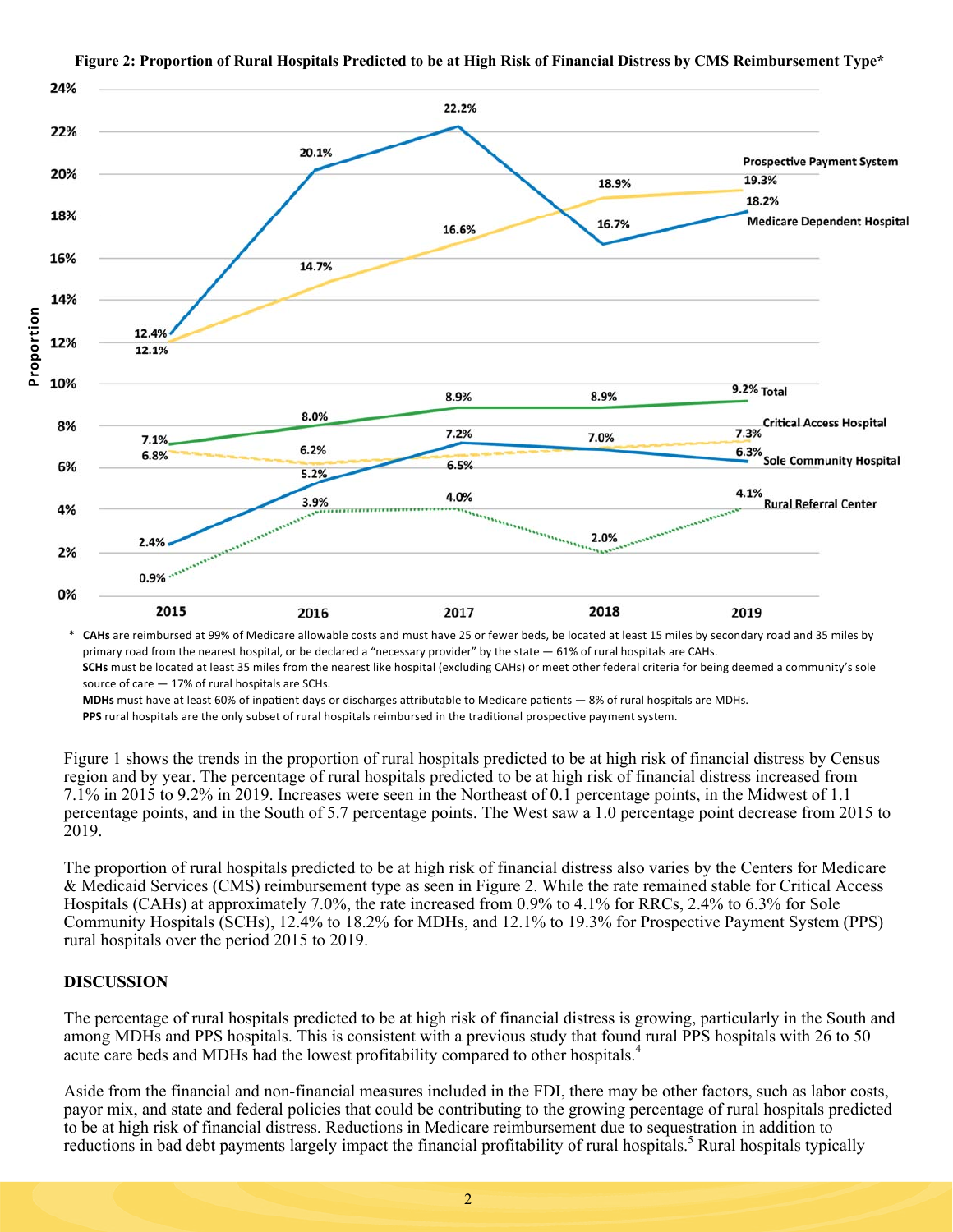**Figure 2: Proportion of Rural Hospitals Predicted to be at High Risk of Financial Distress by CMS Reimbursement Type***

| | 2015 | 2016 | 2017 | 2018 | 2019 |
|---|---|---|---|---|---|
| Prospective Payment System | 12.1% | 14.7% | 16.6% | 18.9% | 19.3% |
| Medicare Dependent Hospital | 12.4% | 20.1% | 22.2% | 16.7% | 18.2% |
| Total | 7.1% | 8.0% | 8.9% | 8.9% | 9.2% |
| Critical Access Hospital | 6.8% | 6.2% | 6.5% | 7.0% | 7.3% |
| Sole Community Hospital | 2.4% | 5.2% | 7.2% | 7.0% | 6.3% |
| Rural Referral Center | 0.9% | 3.9% | 4.0% | 2.0% | 4.1% |

\* **CAHs** are reimbursed at 99% of Medicare allowable costs and must have 25 or fewer beds, be located at least 15 miles by secondary road and 35 miles by primary road from the nearest hospital, or be declared a "necessary provider" by the state — 61% of rural hospitals are CAHs.
**SCHs** must be located at least 35 miles from the nearest like hospital (excluding CAHs) or meet other federal criteria for being deemed a community's sole source of care — 17% of rural hospitals are SCHs.
**MDHs** must have at least 60% of inpatient days or discharges attributable to Medicare patients — 8% of rural hospitals are MDHs.
**PPS** rural hospitals are the only subset of rural hospitals reimbursed in the traditional prospective payment system.

Figure 1 shows the trends in the proportion of rural hospitals predicted to be at high risk of financial distress by Census region and by year. The percentage of rural hospitals predicted to be at high risk of financial distress increased from 7.1% in 2015 to 9.2% in 2019. Increases were seen in the Northeast of 0.1 percentage points, in the Midwest of 1.1 percentage points, and in the South of 5.7 percentage points. The West saw a 1.0 percentage point decrease from 2015 to 2019.

The proportion of rural hospitals predicted to be at high risk of financial distress also varies by the Centers for Medicare & Medicaid Services (CMS) reimbursement type as seen in Figure 2. While the rate remained stable for Critical Access Hospitals (CAHs) at approximately 7.0%, the rate increased from 0.9% to 4.1% for RRCs, 2.4% to 6.3% for Sole Community Hospitals (SCHs), 12.4% to 18.2% for MDHs, and 12.1% to 19.3% for Prospective Payment System (PPS) rural hospitals over the period 2015 to 2019.

## DISCUSSION

The percentage of rural hospitals predicted to be at high risk of financial distress is growing, particularly in the South and among MDHs and PPS hospitals. This is consistent with a previous study that found rural PPS hospitals with 26 to 50 acute care beds and MDHs had the lowest profitability compared to other hospitals.[4]

Aside from the financial and non-financial measures included in the FDI, there may be other factors, such as labor costs, payor mix, and state and federal policies that could be contributing to the growing percentage of rural hospitals predicted to be at high risk of financial distress. Reductions in Medicare reimbursement due to sequestration in addition to reductions in bad debt payments largely impact the financial profitability of rural hospitals.[5] Rural hospitals typically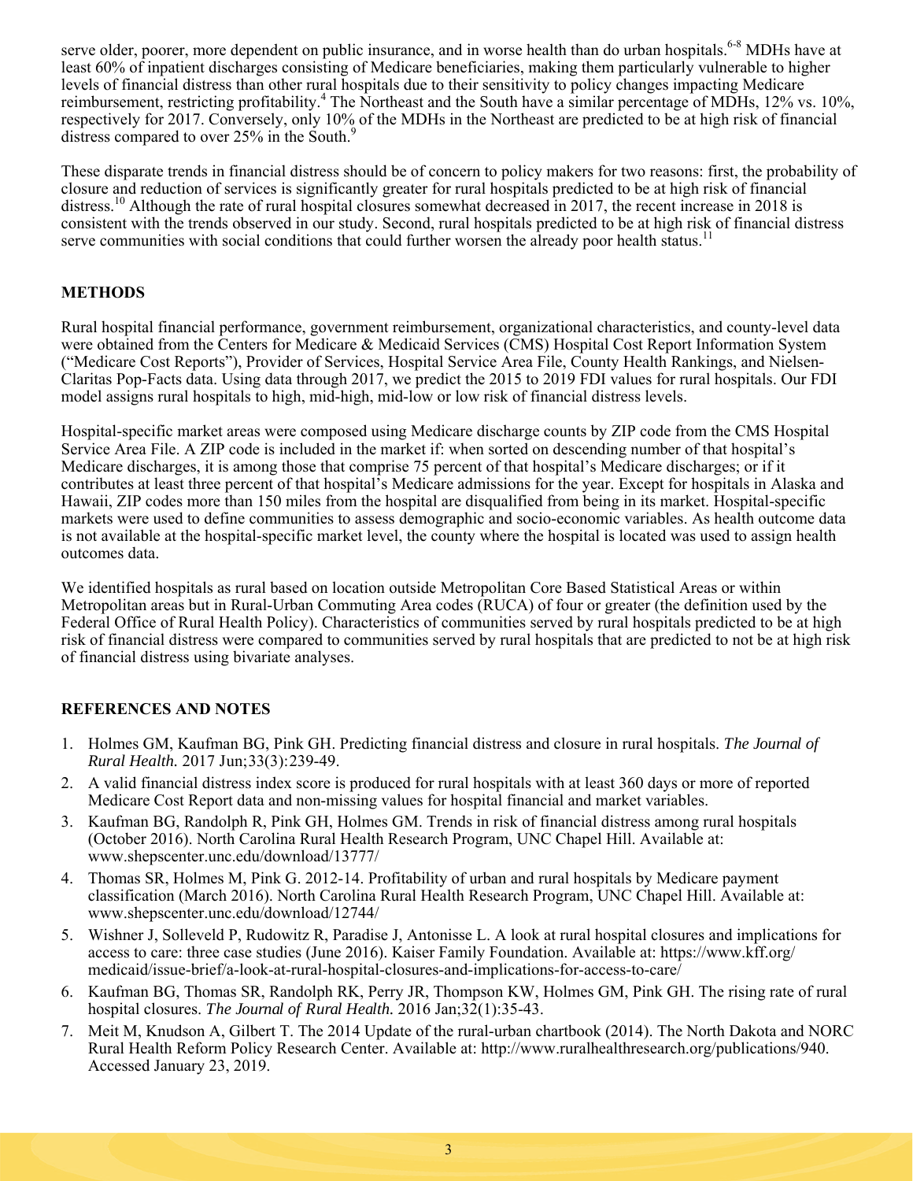serve older, poorer, more dependent on public insurance, and in worse health than do urban hospitals.[6-8] MDHs have at least 60% of inpatient discharges consisting of Medicare beneficiaries, making them particularly vulnerable to higher levels of financial distress than other rural hospitals due to their sensitivity to policy changes impacting Medicare reimbursement, restricting profitability.[4] The Northeast and the South have a similar percentage of MDHs, 12% vs. 10%, respectively for 2017. Conversely, only 10% of the MDHs in the Northeast are predicted to be at high risk of financial distress compared to over 25% in the South.[9]

These disparate trends in financial distress should be of concern to policy makers for two reasons: first, the probability of closure and reduction of services is significantly greater for rural hospitals predicted to be at high risk of financial distress.[10] Although the rate of rural hospital closures somewhat decreased in 2017, the recent increase in 2018 is consistent with the trends observed in our study. Second, rural hospitals predicted to be at high risk of financial distress serve communities with social conditions that could further worsen the already poor health status.[11]

## METHODS

Rural hospital financial performance, government reimbursement, organizational characteristics, and county-level data were obtained from the Centers for Medicare & Medicaid Services (CMS) Hospital Cost Report Information System ("Medicare Cost Reports"), Provider of Services, Hospital Service Area File, County Health Rankings, and Nielsen-Claritas Pop-Facts data. Using data through 2017, we predict the 2015 to 2019 FDI values for rural hospitals. Our FDI model assigns rural hospitals to high, mid-high, mid-low or low risk of financial distress levels.

Hospital-specific market areas were composed using Medicare discharge counts by ZIP code from the CMS Hospital Service Area File. A ZIP code is included in the market if: when sorted on descending number of that hospital's Medicare discharges, it is among those that comprise 75 percent of that hospital's Medicare discharges; or if it contributes at least three percent of that hospital's Medicare admissions for the year. Except for hospitals in Alaska and Hawaii, ZIP codes more than 150 miles from the hospital are disqualified from being in its market. Hospital-specific markets were used to define communities to assess demographic and socio-economic variables. As health outcome data is not available at the hospital-specific market level, the county where the hospital is located was used to assign health outcomes data.

We identified hospitals as rural based on location outside Metropolitan Core Based Statistical Areas or within Metropolitan areas but in Rural-Urban Commuting Area codes (RUCA) of four or greater (the definition used by the Federal Office of Rural Health Policy). Characteristics of communities served by rural hospitals predicted to be at high risk of financial distress were compared to communities served by rural hospitals that are predicted to not be at high risk of financial distress using bivariate analyses.

## REFERENCES AND NOTES

1. Holmes GM, Kaufman BG, Pink GH. Predicting financial distress and closure in rural hospitals. *The Journal of Rural Health.* 2017 Jun;33(3):239-49.
2. A valid financial distress index score is produced for rural hospitals with at least 360 days or more of reported Medicare Cost Report data and non-missing values for hospital financial and market variables.
3. Kaufman BG, Randolph R, Pink GH, Holmes GM. Trends in risk of financial distress among rural hospitals (October 2016). North Carolina Rural Health Research Program, UNC Chapel Hill. Available at: www.shepscenter.unc.edu/download/13777/
4. Thomas SR, Holmes M, Pink G. 2012-14. Profitability of urban and rural hospitals by Medicare payment classification (March 2016). North Carolina Rural Health Research Program, UNC Chapel Hill. Available at: www.shepscenter.unc.edu/download/12744/
5. Wishner J, Solleveld P, Rudowitz R, Paradise J, Antonisse L. A look at rural hospital closures and implications for access to care: three case studies (June 2016). Kaiser Family Foundation. Available at: https://www.kff.org/medicaid/issue-brief/a-look-at-rural-hospital-closures-and-implications-for-access-to-care/
6. Kaufman BG, Thomas SR, Randolph RK, Perry JR, Thompson KW, Holmes GM, Pink GH. The rising rate of rural hospital closures. *The Journal of Rural Health.* 2016 Jan;32(1):35-43.
7. Meit M, Knudson A, Gilbert T. The 2014 Update of the rural-urban chartbook (2014). The North Dakota and NORC Rural Health Reform Policy Research Center. Available at: http://www.ruralhealthresearch.org/publications/940. Accessed January 23, 2019.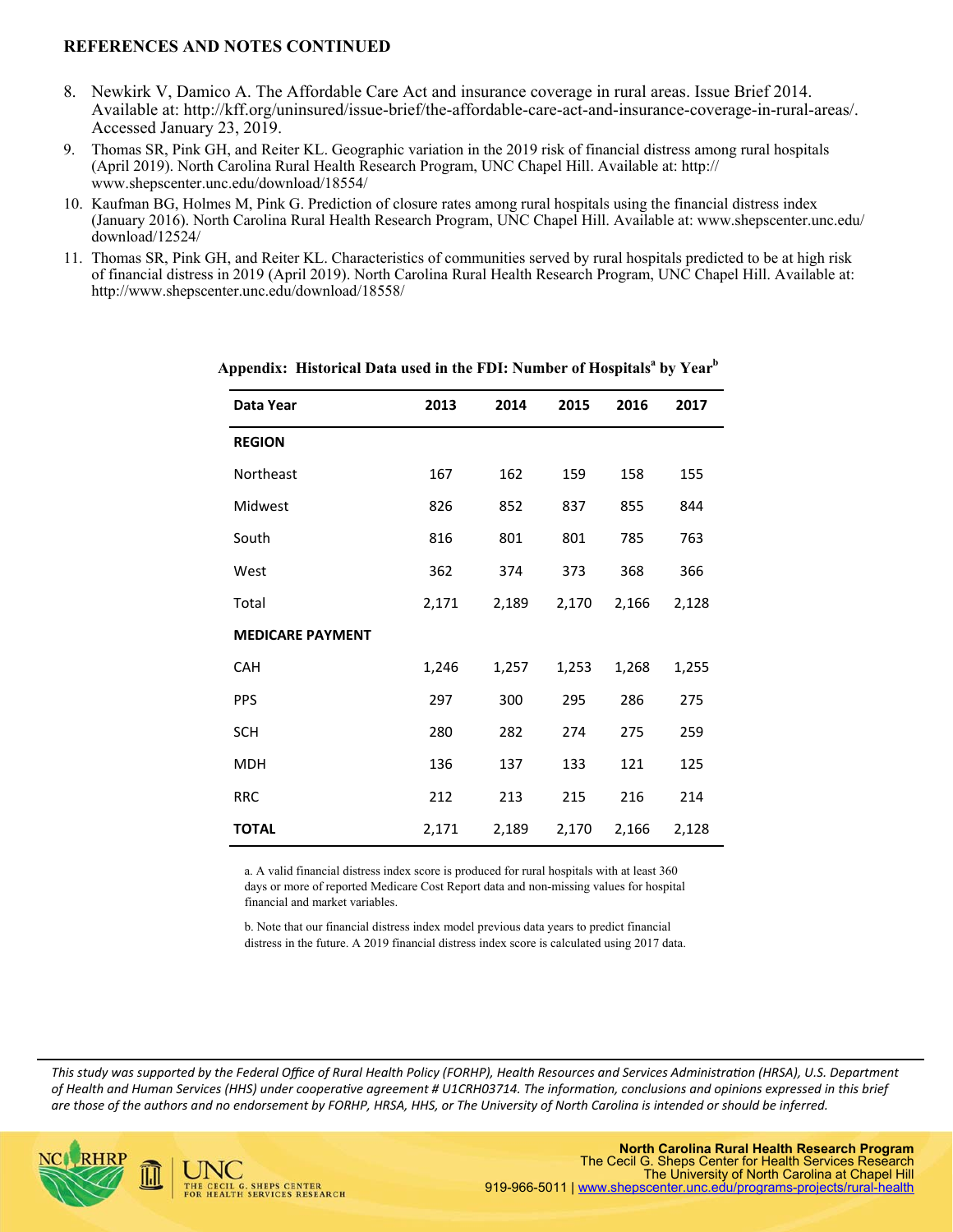**REFERENCES AND NOTES CONTINUED**

8. Newkirk V, Damico A. The Affordable Care Act and insurance coverage in rural areas. Issue Brief 2014. Available at: http://kff.org/uninsured/issue-brief/the-affordable-care-act-and-insurance-coverage-in-rural-areas/. Accessed January 23, 2019.
9. Thomas SR, Pink GH, and Reiter KL. Geographic variation in the 2019 risk of financial distress among rural hospitals (April 2019). North Carolina Rural Health Research Program, UNC Chapel Hill. Available at: http://www.shepscenter.unc.edu/download/18554/
10. Kaufman BG, Holmes M, Pink G. Prediction of closure rates among rural hospitals using the financial distress index (January 2016). North Carolina Rural Health Research Program, UNC Chapel Hill. Available at: www.shepscenter.unc.edu/download/12524/
11. Thomas SR, Pink GH, and Reiter KL. Characteristics of communities served by rural hospitals predicted to be at high risk of financial distress in 2019 (April 2019). North Carolina Rural Health Research Program, UNC Chapel Hill. Available at: http://www.shepscenter.unc.edu/download/18558/

**Appendix: Historical Data used in the FDI: Number of Hospitals[a] by Year[b]**

| Data Year | 2013 | 2014 | 2015 | 2016 | 2017 |
|---|---|---|---|---|---|
| **REGION** | | | | | |
| Northeast | 167 | 162 | 159 | 158 | 155 |
| Midwest | 826 | 852 | 837 | 855 | 844 |
| South | 816 | 801 | 801 | 785 | 763 |
| West | 362 | 374 | 373 | 368 | 366 |
| Total | 2,171 | 2,189 | 2,170 | 2,166 | 2,128 |
| **MEDICARE PAYMENT** | | | | | |
| CAH | 1,246 | 1,257 | 1,253 | 1,268 | 1,255 |
| PPS | 297 | 300 | 295 | 286 | 275 |
| SCH | 280 | 282 | 274 | 275 | 259 |
| MDH | 136 | 137 | 133 | 121 | 125 |
| RRC | 212 | 213 | 215 | 216 | 214 |
| **TOTAL** | 2,171 | 2,189 | 2,170 | 2,166 | 2,128 |

a. A valid financial distress index score is produced for rural hospitals with at least 360 days or more of reported Medicare Cost Report data and non-missing values for hospital financial and market variables.

b. Note that our financial distress index model previous data years to predict financial distress in the future. A 2019 financial distress index score is calculated using 2017 data.

*This study was supported by the Federal Office of Rural Health Policy (FORHP), Health Resources and Services Administration (HRSA), U.S. Department of Health and Human Services (HHS) under cooperative agreement # U1CRH03714. The information, conclusions and opinions expressed in this brief are those of the authors and no endorsement by FORHP, HRSA, HHS, or The University of North Carolina is intended or should be inferred.*

**North Carolina Rural Health Research Program**
The Cecil G. Sheps Center for Health Services Research
The University of North Carolina at Chapel Hill
919-966-5011 | www.shepscenter.unc.edu/programs-projects/rural-health